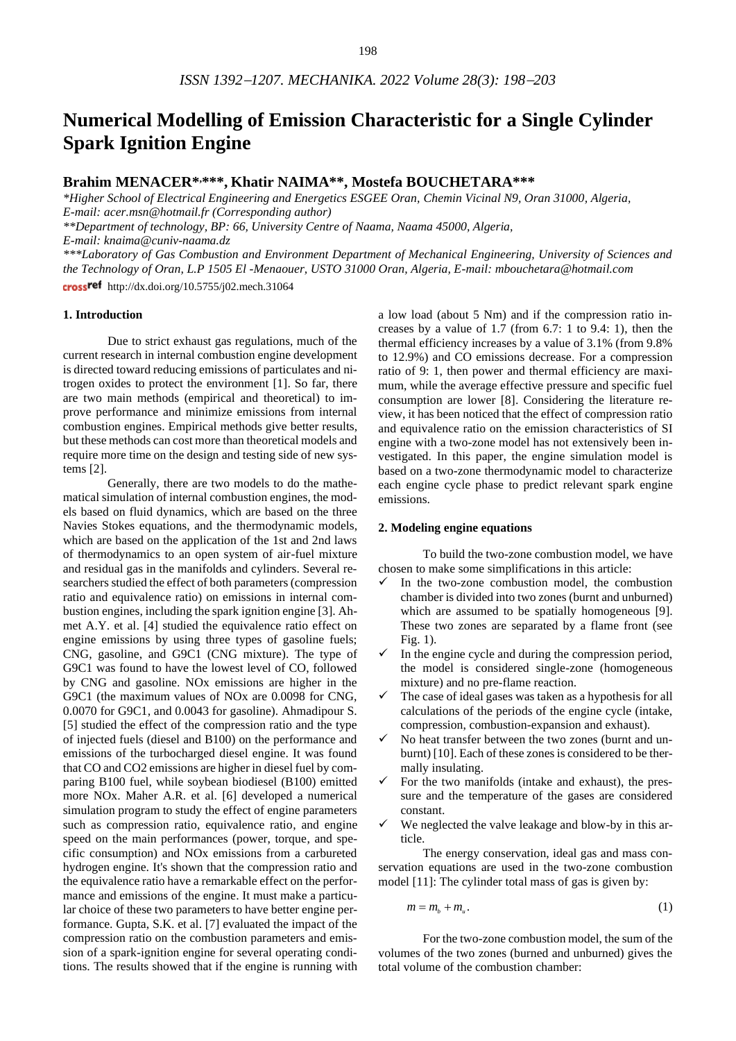# Numerical Modelling of Emission Characteristic for a Single Cylinder Spark Ignition Engine

**Brahim MENACER*,***, Khatir NAIMA**, Mostefa BOUCHETARA*****

*\*Higher School of Electrical Engineering and Energetics ESGEE Oran, Chemin Vicinal N9, Oran 31000, Algeria, E-mail: acer.msn@hotmail.fr (Corresponding author)*

*\*\*Department of technology, BP: 66, University Centre of Naama, Naama 45000, Algeria, E-mail: knaima@cuniv-naama.dz*

*\*\*\*Laboratory of Gas Combustion and Environment Department of Mechanical Engineering, University of Sciences and the Technology of Oran, L.P 1505 El -Menaouer, USTO 31000 Oran, Algeria, E-mail: mbouchetara@hotmail.com*

http://dx.doi.org/10.5755/j02.mech.31064

## 1. Introduction

Due to strict exhaust gas regulations, much of the current research in internal combustion engine development is directed toward reducing emissions of particulates and nitrogen oxides to protect the environment [1]. So far, there are two main methods (empirical and theoretical) to improve performance and minimize emissions from internal combustion engines. Empirical methods give better results, but these methods can cost more than theoretical models and require more time on the design and testing side of new systems [2].

Generally, there are two models to do the mathematical simulation of internal combustion engines, the models based on fluid dynamics, which are based on the three Navies Stokes equations, and the thermodynamic models, which are based on the application of the 1st and 2nd laws of thermodynamics to an open system of air-fuel mixture and residual gas in the manifolds and cylinders. Several researchers studied the effect of both parameters (compression ratio and equivalence ratio) on emissions in internal combustion engines, including the spark ignition engine [3]. Ahmet A.Y. et al. [4] studied the equivalence ratio effect on engine emissions by using three types of gasoline fuels; CNG, gasoline, and G9C1 (CNG mixture). The type of G9C1 was found to have the lowest level of CO, followed by CNG and gasoline. NOx emissions are higher in the G9C1 (the maximum values of NOx are 0.0098 for CNG, 0.0070 for G9C1, and 0.0043 for gasoline). Ahmadipour S. [5] studied the effect of the compression ratio and the type of injected fuels (diesel and B100) on the performance and emissions of the turbocharged diesel engine. It was found that CO and CO2 emissions are higher in diesel fuel by comparing B100 fuel, while soybean biodiesel (B100) emitted more NOx. Maher A.R. et al. [6] developed a numerical simulation program to study the effect of engine parameters such as compression ratio, equivalence ratio, and engine speed on the main performances (power, torque, and specific consumption) and NOx emissions from a carbureted hydrogen engine. It's shown that the compression ratio and the equivalence ratio have a remarkable effect on the performance and emissions of the engine. It must make a particular choice of these two parameters to have better engine performance. Gupta, S.K. et al. [7] evaluated the impact of the compression ratio on the combustion parameters and emission of a spark-ignition engine for several operating conditions. The results showed that if the engine is running with a low load (about 5 Nm) and if the compression ratio increases by a value of 1.7 (from 6.7: 1 to 9.4: 1), then the thermal efficiency increases by a value of 3.1% (from 9.8% to 12.9%) and CO emissions decrease. For a compression ratio of 9: 1, then power and thermal efficiency are maximum, while the average effective pressure and specific fuel consumption are lower [8]. Considering the literature review, it has been noticed that the effect of compression ratio and equivalence ratio on the emission characteristics of SI engine with a two-zone model has not extensively been investigated. In this paper, the engine simulation model is based on a two-zone thermodynamic model to characterize each engine cycle phase to predict relevant spark engine emissions.

## 2. Modeling engine equations

To build the two-zone combustion model, we have chosen to make some simplifications in this article:

- ✓ In the two-zone combustion model, the combustion chamber is divided into two zones (burnt and unburned) which are assumed to be spatially homogeneous [9]. These two zones are separated by a flame front (see Fig. 1).
- ✓ In the engine cycle and during the compression period, the model is considered single-zone (homogeneous mixture) and no pre-flame reaction.
- ✓ The case of ideal gases was taken as a hypothesis for all calculations of the periods of the engine cycle (intake, compression, combustion-expansion and exhaust).
- ✓ No heat transfer between the two zones (burnt and unburnt) [10]. Each of these zones is considered to be thermally insulating.
- ✓ For the two manifolds (intake and exhaust), the pressure and the temperature of the gases are considered constant.
- ✓ We neglected the valve leakage and blow-by in this article.

The energy conservation, ideal gas and mass conservation equations are used in the two-zone combustion model [11]: The cylinder total mass of gas is given by:

$$m = m_b + m_u. \tag{1}$$

For the two-zone combustion model, the sum of the volumes of the two zones (burned and unburned) gives the total volume of the combustion chamber: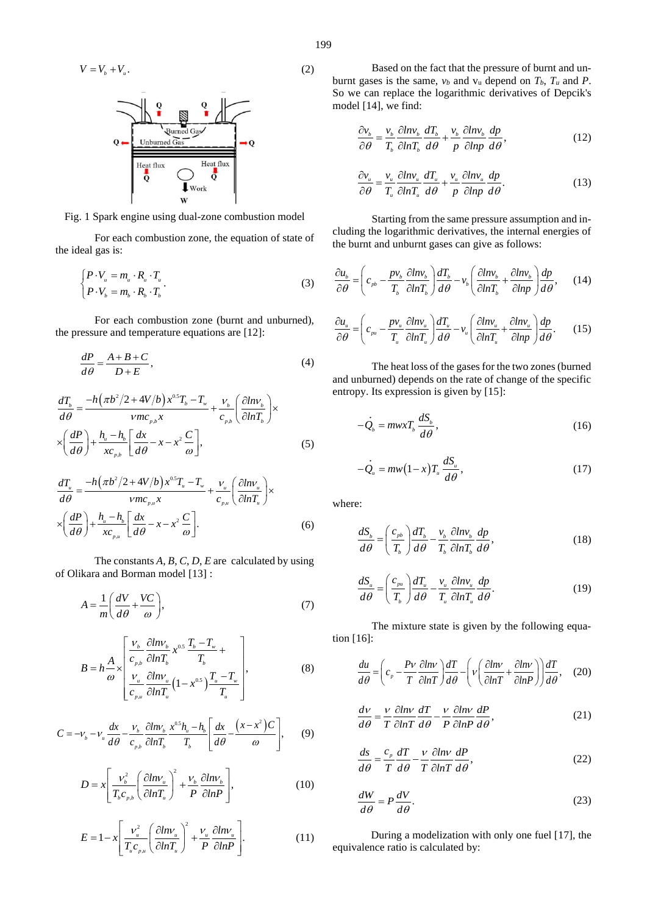$$V = V_b + V_u. \tag{2}$$

Fig. 1 Spark engine using dual-zone combustion model

For each combustion zone, the equation of state of the ideal gas is:

$$\begin{cases} P \cdot V_u = m_u \cdot R_u \cdot T_u \\ P \cdot V_b = m_b \cdot R_b \cdot T_b \end{cases}. \tag{3}$$

For each combustion zone (burnt and unburned), the pressure and temperature equations are [12]:

$$\frac{dP}{d\theta} = \frac{A+B+C}{D+E}, \tag{4}$$

$$\frac{dT_b}{d\theta} = \frac{-h\left(\pi b^2/2 + 4V/b\right)x^{0.5}T_b - T_w}{vmc_{p,b}x} + \frac{v_b}{c_{p,b}}\left(\frac{\partial ln v_b}{\partial ln T_b}\right) \times \left(\frac{dP}{d\theta}\right) + \frac{h_u - h_b}{xc_{p,b}}\left[\frac{dx}{d\theta} - x - x^2\frac{C}{\omega}\right], \tag{5}$$

$$\frac{dT_u}{d\theta} = \frac{-h\left(\pi b^2/2 + 4V/b\right)x^{0.5}T_u - T_w}{vmc_{p,u}x} + \frac{v_u}{c_{p,u}}\left(\frac{\partial ln v_u}{\partial ln T_u}\right) \times \left(\frac{dP}{d\theta}\right) + \frac{h_u - h_b}{xc_{p,u}}\left[\frac{dx}{d\theta} - x - x^2\frac{C}{\omega}\right]. \tag{6}$$

The constants $A$, $B$, $C$, $D$, $E$ are calculated by using of Olikara and Borman model [13] :

$$A = \frac{1}{m}\left(\frac{dV}{d\theta} + \frac{VC}{\omega}\right), \tag{7}$$

$$B = h\frac{A}{\omega} \times \left[\begin{array}{l} \frac{v_b}{c_{p,b}}\frac{\partial ln v_b}{\partial ln T_b}x^{0.5}\frac{T_b - T_w}{T_b} + \\ \frac{v_u}{c_{p,u}}\frac{\partial ln v_u}{\partial ln T_u}\left(1 - x^{0.5}\right)\frac{T_u - T_w}{T_u} \end{array}\right], \tag{8}$$

$$C = -v_b - v_u\frac{dx}{d\theta} - \frac{v_b}{c_{p,b}}\frac{\partial ln v_b}{\partial ln T_b}\frac{x^{0.5}h_u - h_b}{T_b}\left[\frac{dx}{d\theta} - \frac{\left(x - x^2\right)C}{\omega}\right], \tag{9}$$

$$D = x\left[\frac{v_b^2}{T_b c_{p,b}}\left(\frac{\partial ln v_u}{\partial ln T_u}\right)^2 + \frac{v_b}{P}\frac{\partial ln v_b}{\partial ln P}\right], \tag{10}$$

$$E = 1 - x\left[\frac{v_u^2}{T_u c_{p,u}}\left(\frac{\partial ln v_u}{\partial ln T_u}\right)^2 + \frac{v_u}{P}\frac{\partial ln v_u}{\partial ln P}\right]. \tag{11}$$

Based on the fact that the pressure of burnt and unburnt gases is the same, $v_b$ and $v_u$ depend on $T_b$, $T_u$ and $P$. So we can replace the logarithmic derivatives of Depcik's model [14], we find:

$$\frac{\partial v_b}{\partial \theta} = \frac{v_b}{T_b}\frac{\partial ln v_b}{\partial ln T_b}\frac{dT_b}{d\theta} + \frac{v_b}{p}\frac{\partial ln v_b}{\partial ln p}\frac{dp}{d\theta}, \tag{12}$$

$$\frac{\partial v_u}{\partial \theta} = \frac{v_u}{T_u}\frac{\partial ln v_u}{\partial ln T_u}\frac{dT_u}{d\theta} + \frac{v_u}{p}\frac{\partial ln v_u}{\partial ln p}\frac{dp}{d\theta}. \tag{13}$$

Starting from the same pressure assumption and including the logarithmic derivatives, the internal energies of the burnt and unburnt gases can give as follows:

$$\frac{\partial u_b}{\partial \theta} = \left(c_{pb} - \frac{pv_b}{T_b}\frac{\partial ln v_b}{\partial ln T_b}\right)\frac{dT_b}{d\theta} - v_b\left(\frac{\partial ln v_b}{\partial ln T_b} + \frac{\partial ln v_b}{\partial ln p}\right)\frac{dp}{d\theta}, \tag{14}$$

$$\frac{\partial u_u}{\partial \theta} = \left(c_{pu} - \frac{pv_u}{T_u}\frac{\partial ln v_u}{\partial ln T_u}\right)\frac{dT_u}{d\theta} - v_u\left(\frac{\partial ln v_u}{\partial ln T_u} + \frac{\partial ln v_u}{\partial ln p}\right)\frac{dp}{d\theta}. \tag{15}$$

The heat loss of the gases for the two zones (burned and unburned) depends on the rate of change of the specific entropy. Its expression is given by [15]:

$$-\dot{Q}_b = mwxT_b\frac{dS_b}{d\theta}, \tag{16}$$

$$-\dot{Q}_u = mw(1-x)T_u\frac{dS_u}{d\theta}, \tag{17}$$

where:

$$\frac{dS_b}{d\theta} = \left(\frac{c_{pb}}{T_b}\right)\frac{dT_b}{d\theta} - \frac{v_b}{T_b}\frac{\partial ln v_b}{\partial ln T_b}\frac{dp}{d\theta}, \tag{18}$$

$$\frac{dS_u}{d\theta} = \left(\frac{c_{pu}}{T_b}\right)\frac{dT_u}{d\theta} - \frac{v_u}{T_u}\frac{\partial ln v_u}{\partial ln T_u}\frac{dp}{d\theta}. \tag{19}$$

The mixture state is given by the following equation [16]:

$$\frac{du}{d\theta} = \left(c_p - \frac{Pv}{T}\frac{\partial ln v}{\partial ln T}\right)\frac{dT}{d\theta} - \left(v\left(\frac{\partial ln v}{\partial ln T} + \frac{\partial ln v}{\partial ln P}\right)\right)\frac{dT}{d\theta}, \tag{20}$$

$$\frac{dv}{d\theta} = \frac{v}{T}\frac{\partial ln v}{\partial ln T}\frac{dT}{d\theta} - \frac{v}{P}\frac{\partial ln v}{\partial ln P}\frac{dP}{d\theta}, \tag{21}$$

$$\frac{ds}{d\theta} = \frac{c_p}{T}\frac{dT}{d\theta} - \frac{v}{T}\frac{\partial ln v}{\partial ln T}\frac{dP}{d\theta}, \tag{22}$$

$$\frac{dW}{d\theta} = P\frac{dV}{d\theta}. \tag{23}$$

During a modelization with only one fuel [17], the equivalence ratio is calculated by: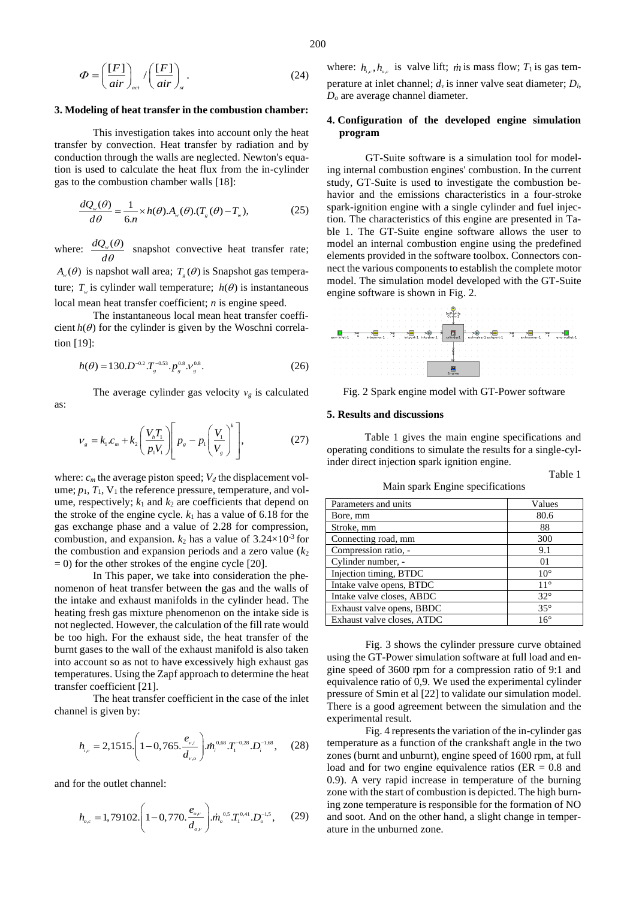$$\Phi = \left(\frac{[F]}{air}\right)_{act} / \left(\frac{[F]}{air}\right)_{st}. \tag{24}$$

### 3. Modeling of heat transfer in the combustion chamber:

This investigation takes into account only the heat transfer by convection. Heat transfer by radiation and by conduction through the walls are neglected. Newton's equation is used to calculate the heat flux from the in-cylinder gas to the combustion chamber walls [18]:

$$\frac{dQ_w(\theta)}{d\theta} = \frac{1}{6.n} \times h(\theta).A_w(\theta).(T_g(\theta) - T_w), \tag{25}$$

where: $\frac{dQ_w(\theta)}{d\theta}$ snapshot convective heat transfer rate; $A_w(\theta)$ is napshot wall area; $T_g(\theta)$ is Snapshot gas temperature; $T_w$ is cylinder wall temperature; $h(\theta)$ is instantaneous local mean heat transfer coefficient; $n$ is engine speed.

The instantaneous local mean heat transfer coefficient $h(\theta)$ for the cylinder is given by the Woschni correlation [19]:

$$h(\theta) = 130.D^{-0.2}.T_g^{-0.53}.p_g^{0.8}.\nu_g^{0.8}. \tag{26}$$

The average cylinder gas velocity $v_g$ is calculated as:

$$\nu_g = k_1.c_m + k_2\left(\frac{V_h T_1}{p_1 V_1}\right)\left[p_g - p_1\left(\frac{V_1}{V_g}\right)^k\right], \tag{27}$$

where: $c_m$ the average piston speed; $V_d$ the displacement volume; $p_1$, $T_1$, $V_1$ the reference pressure, temperature, and volume, respectively; $k_1$ and $k_2$ are coefficients that depend on the stroke of the engine cycle. $k_1$ has a value of 6.18 for the gas exchange phase and a value of 2.28 for compression, combustion, and expansion. $k_2$ has a value of $3.24\times10^{-3}$ for the combustion and expansion periods and a zero value ($k_2 = 0$) for the other strokes of the engine cycle [20].

In This paper, we take into consideration the phenomenon of heat transfer between the gas and the walls of the intake and exhaust manifolds in the cylinder head. The heating fresh gas mixture phenomenon on the intake side is not neglected. However, the calculation of the fill rate would be too high. For the exhaust side, the heat transfer of the burnt gases to the wall of the exhaust manifold is also taken into account so as not to have excessively high exhaust gas temperatures. Using the Zapf approach to determine the heat transfer coefficient [21].

The heat transfer coefficient in the case of the inlet channel is given by:

$$h_{i,c} = 2,1515.\left(1 - 0,765.\frac{e_{v,i}}{d_{v,o}}\right).\dot{m}_i^{0,68}.T_1^{-0,28}.D_i^{-1,68}, \tag{28}$$

and for the outlet channel:

$$h_{o,c} = 1,79102.\left(1 - 0,770.\frac{e_{o,v}}{d_{o,v}}\right).\dot{m}_o^{0,5}.T_1^{0,41}.D_o^{-1,5}, \tag{29}$$

where: $h_{i,c}, h_{o,c}$ is valve lift; $\dot{m}$ is mass flow; $T_1$ is gas temperature at inlet channel; $d_v$ is inner valve seat diameter; $D_i$, $D_o$ are average channel diameter.

### 4. Configuration of the developed engine simulation program

GT-Suite software is a simulation tool for modeling internal combustion engines' combustion. In the current study, GT-Suite is used to investigate the combustion behavior and the emissions characteristics in a four-stroke spark-ignition engine with a single cylinder and fuel injection. The characteristics of this engine are presented in Table 1. The GT-Suite engine software allows the user to model an internal combustion engine using the predefined elements provided in the software toolbox. Connectors connect the various components to establish the complete motor model. The simulation model developed with the GT-Suite engine software is shown in Fig. 2.

Fig. 2 Spark engine model with GT-Power software

### 5. Results and discussions

Table 1 gives the main engine specifications and operating conditions to simulate the results for a single-cylinder direct injection spark ignition engine.

Table 1

Main spark Engine specifications

| Parameters and units | Values |
|---|---|
| Bore, mm | 80.6 |
| Stroke, mm | 88 |
| Connecting road, mm | 300 |
| Compression ratio, - | 9.1 |
| Cylinder number, - | 01 |
| Injection timing, BTDC | 10° |
| Intake valve opens, BTDC | 11° |
| Intake valve closes, ABDC | 32° |
| Exhaust valve opens, BBDC | 35° |
| Exhaust valve closes, ATDC | 16° |

Fig. 3 shows the cylinder pressure curve obtained using the GT-Power simulation software at full load and engine speed of 3600 rpm for a compression ratio of 9:1 and equivalence ratio of 0,9. We used the experimental cylinder pressure of Smin et al [22] to validate our simulation model. There is a good agreement between the simulation and the experimental result.

Fig. 4 represents the variation of the in-cylinder gas temperature as a function of the crankshaft angle in the two zones (burnt and unburnt), engine speed of 1600 rpm, at full load and for two engine equivalence ratios (ER = 0.8 and 0.9). A very rapid increase in temperature of the burning zone with the start of combustion is depicted. The high burning zone temperature is responsible for the formation of NO and soot. And on the other hand, a slight change in temperature in the unburned zone.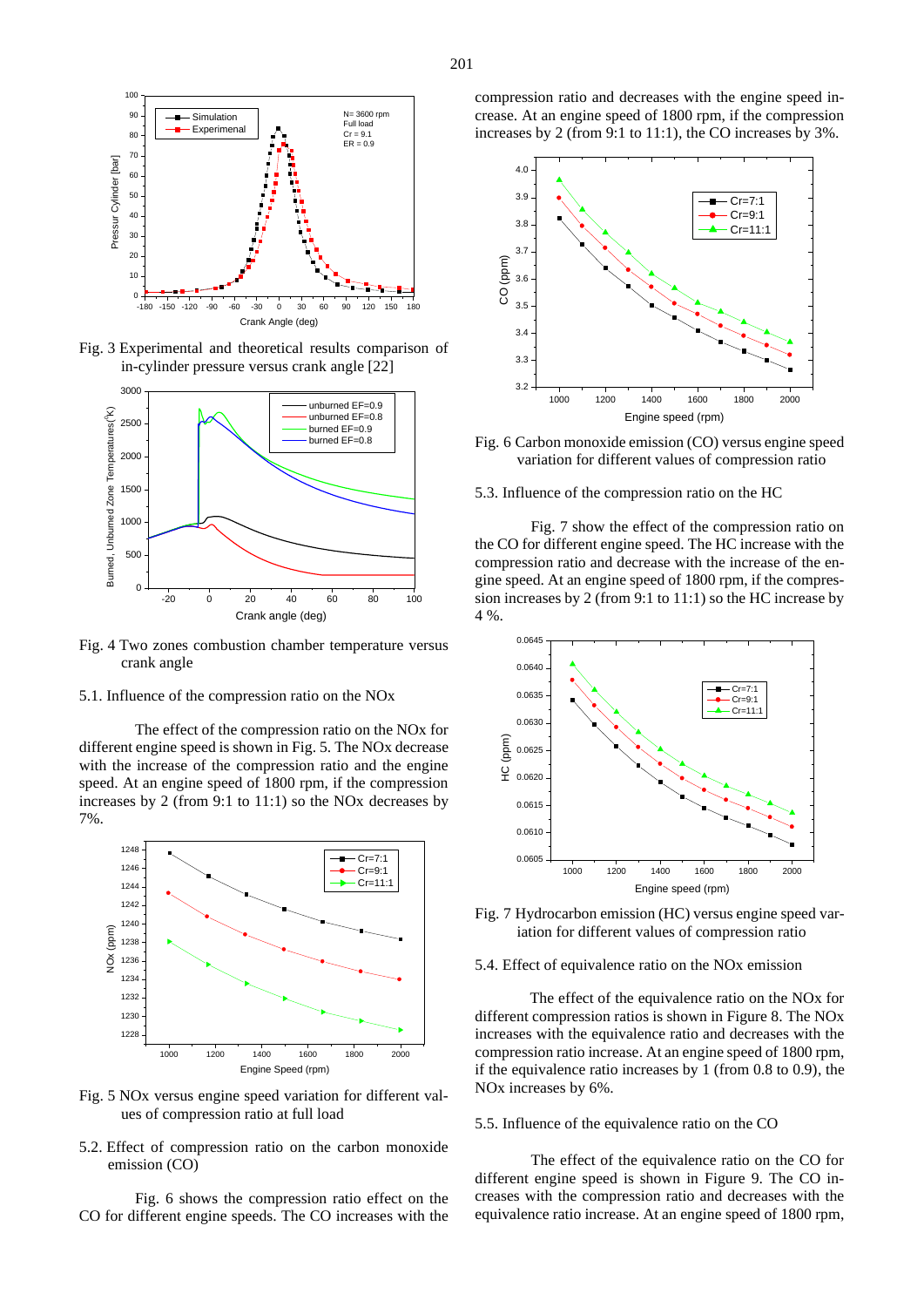Fig. 3 Experimental and theoretical results comparison of in-cylinder pressure versus crank angle [22]

Fig. 4 Two zones combustion chamber temperature versus crank angle

5.1. Influence of the compression ratio on the NOx

The effect of the compression ratio on the NOx for different engine speed is shown in Fig. 5. The NOx decrease with the increase of the compression ratio and the engine speed. At an engine speed of 1800 rpm, if the compression increases by 2 (from 9:1 to 11:1) so the NOx decreases by 7%.

Fig. 5 NOx versus engine speed variation for different values of compression ratio at full load

5.2. Effect of compression ratio on the carbon monoxide emission (CO)

Fig. 6 shows the compression ratio effect on the CO for different engine speeds. The CO increases with the compression ratio and decreases with the engine speed increase. At an engine speed of 1800 rpm, if the compression increases by 2 (from 9:1 to 11:1), the CO increases by 3%.

Fig. 6 Carbon monoxide emission (CO) versus engine speed variation for different values of compression ratio

5.3. Influence of the compression ratio on the HC

Fig. 7 show the effect of the compression ratio on the CO for different engine speed. The HC increase with the compression ratio and decrease with the increase of the engine speed. At an engine speed of 1800 rpm, if the compression increases by 2 (from 9:1 to 11:1) so the HC increase by 4 %.

Fig. 7 Hydrocarbon emission (HC) versus engine speed variation for different values of compression ratio

5.4. Effect of equivalence ratio on the NOx emission

The effect of the equivalence ratio on the NOx for different compression ratios is shown in Figure 8. The NOx increases with the equivalence ratio and decreases with the compression ratio increase. At an engine speed of 1800 rpm, if the equivalence ratio increases by 1 (from 0.8 to 0.9), the NOx increases by 6%.

5.5. Influence of the equivalence ratio on the CO

The effect of the equivalence ratio on the CO for different engine speed is shown in Figure 9. The CO increases with the compression ratio and decreases with the equivalence ratio increase. At an engine speed of 1800 rpm,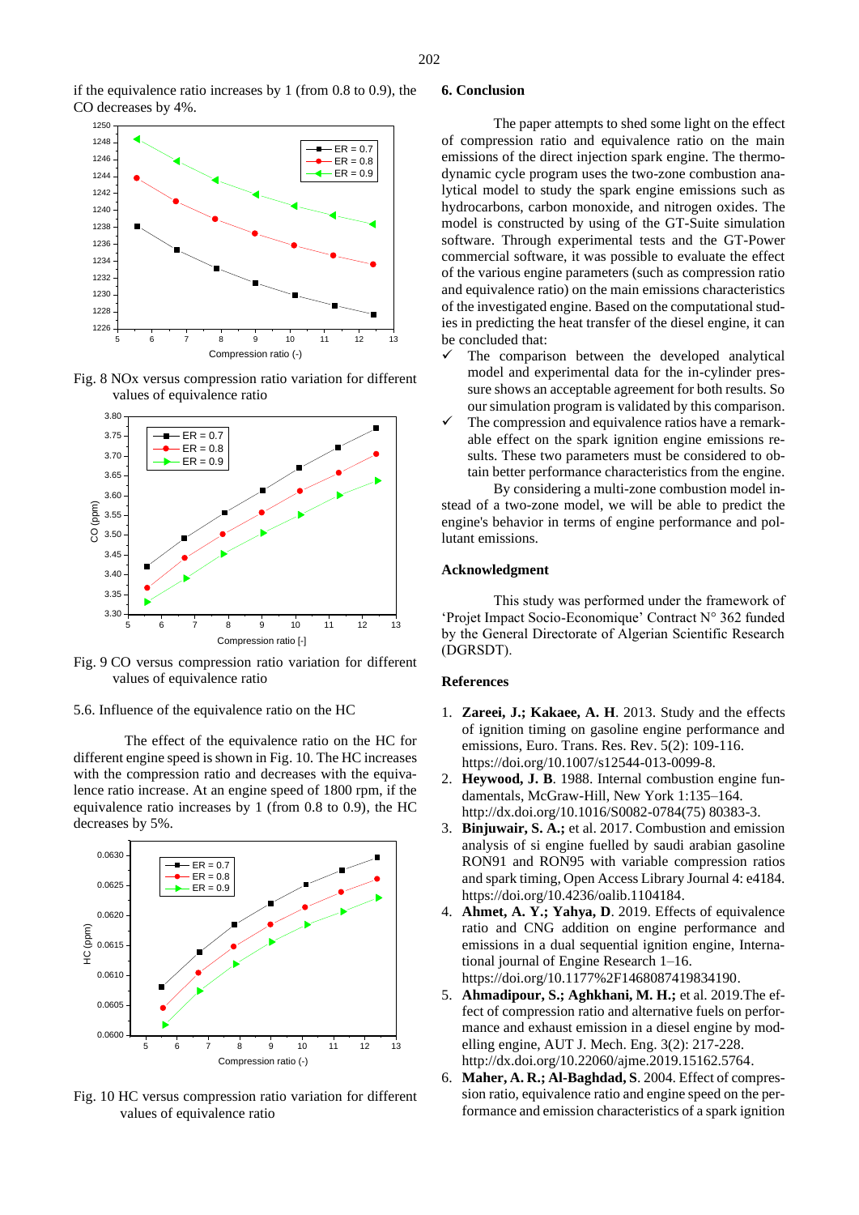if the equivalence ratio increases by 1 (from 0.8 to 0.9), the CO decreases by 4%.

Fig. 8 NOx versus compression ratio variation for different values of equivalence ratio

Fig. 9 CO versus compression ratio variation for different values of equivalence ratio

5.6. Influence of the equivalence ratio on the HC

The effect of the equivalence ratio on the HC for different engine speed is shown in Fig. 10. The HC increases with the compression ratio and decreases with the equivalence ratio increase. At an engine speed of 1800 rpm, if the equivalence ratio increases by 1 (from 0.8 to 0.9), the HC decreases by 5%.

Fig. 10 HC versus compression ratio variation for different values of equivalence ratio

## 6. Conclusion

The paper attempts to shed some light on the effect of compression ratio and equivalence ratio on the main emissions of the direct injection spark engine. The thermodynamic cycle program uses the two-zone combustion analytical model to study the spark engine emissions such as hydrocarbons, carbon monoxide, and nitrogen oxides. The model is constructed by using of the GT-Suite simulation software. Through experimental tests and the GT-Power commercial software, it was possible to evaluate the effect of the various engine parameters (such as compression ratio and equivalence ratio) on the main emissions characteristics of the investigated engine. Based on the computational studies in predicting the heat transfer of the diesel engine, it can be concluded that:

- ✓ The comparison between the developed analytical model and experimental data for the in-cylinder pressure shows an acceptable agreement for both results. So our simulation program is validated by this comparison.
- ✓ The compression and equivalence ratios have a remarkable effect on the spark ignition engine emissions results. These two parameters must be considered to obtain better performance characteristics from the engine.

By considering a multi-zone combustion model instead of a two-zone model, we will be able to predict the engine's behavior in terms of engine performance and pollutant emissions.

## Acknowledgment

This study was performed under the framework of 'Projet Impact Socio-Economique' Contract N° 362 funded by the General Directorate of Algerian Scientific Research (DGRSDT).

## References

1. **Zareei, J.; Kakaee, A. H**. 2013. Study and the effects of ignition timing on gasoline engine performance and emissions, Euro. Trans. Res. Rev. 5(2): 109-116. https://doi.org/10.1007/s12544-013-0099-8.
2. **Heywood, J. B**. 1988. Internal combustion engine fundamentals, McGraw-Hill, New York 1:135–164. http://dx.doi.org/10.1016/S0082-0784(75) 80383-3.
3. **Binjuwair, S. A.;** et al. 2017. Combustion and emission analysis of si engine fuelled by saudi arabian gasoline RON91 and RON95 with variable compression ratios and spark timing, Open Access Library Journal 4: e4184. https://doi.org/10.4236/oalib.1104184.
4. **Ahmet, A. Y.; Yahya, D**. 2019. Effects of equivalence ratio and CNG addition on engine performance and emissions in a dual sequential ignition engine, International journal of Engine Research 1–16. https://doi.org/10.1177%2F1468087419834190.
5. **Ahmadipour, S.; Aghkhani, M. H.;** et al. 2019.The effect of compression ratio and alternative fuels on performance and exhaust emission in a diesel engine by modelling engine, AUT J. Mech. Eng. 3(2): 217-228. http://dx.doi.org/10.22060/ajme.2019.15162.5764.
6. **Maher, A. R.; Al-Baghdad, S**. 2004. Effect of compression ratio, equivalence ratio and engine speed on the performance and emission characteristics of a spark ignition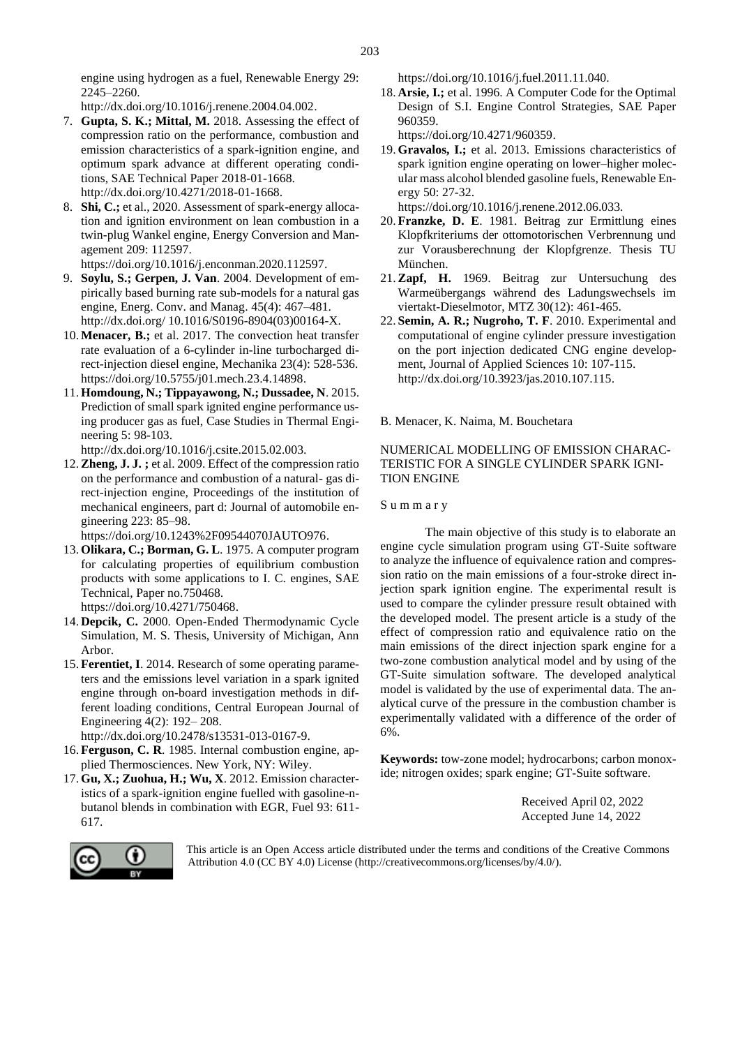engine using hydrogen as a fuel, Renewable Energy 29: 2245–2260.
http://dx.doi.org/10.1016/j.renene.2004.04.002.

7. **Gupta, S. K.; Mittal, M.** 2018. Assessing the effect of compression ratio on the performance, combustion and emission characteristics of a spark-ignition engine, and optimum spark advance at different operating conditions, SAE Technical Paper 2018-01-1668.
http://dx.doi.org/10.4271/2018-01-1668.
8. **Shi, C.;** et al., 2020. Assessment of spark-energy allocation and ignition environment on lean combustion in a twin-plug Wankel engine, Energy Conversion and Management 209: 112597.
https://doi.org/10.1016/j.enconman.2020.112597.
9. **Soylu, S.; Gerpen, J. Van**. 2004. Development of empirically based burning rate sub-models for a natural gas engine, Energ. Conv. and Manag. 45(4): 467–481.
http://dx.doi.org/ 10.1016/S0196-8904(03)00164-X.
10. **Menacer, B.;** et al. 2017. The convection heat transfer rate evaluation of a 6-cylinder in-line turbocharged direct-injection diesel engine, Mechanika 23(4): 528-536.
https://doi.org/10.5755/j01.mech.23.4.14898.
11. **Homdoung, N.; Tippayawong, N.; Dussadee, N**. 2015. Prediction of small spark ignited engine performance using producer gas as fuel, Case Studies in Thermal Engineering 5: 98-103.
http://dx.doi.org/10.1016/j.csite.2015.02.003.
12. **Zheng, J. J. ;** et al. 2009. Effect of the compression ratio on the performance and combustion of a natural- gas direct-injection engine, Proceedings of the institution of mechanical engineers, part d: Journal of automobile engineering 223: 85–98.
https://doi.org/10.1243%2F09544070JAUTO976.
13. **Olikara, C.; Borman, G. L**. 1975. A computer program for calculating properties of equilibrium combustion products with some applications to I. C. engines, SAE Technical, Paper no.750468.
https://doi.org/10.4271/750468.
14. **Depcik, C.** 2000. Open-Ended Thermodynamic Cycle Simulation, M. S. Thesis, University of Michigan, Ann Arbor.
15. **Ferentiet, I**. 2014. Research of some operating parameters and the emissions level variation in a spark ignited engine through on-board investigation methods in different loading conditions, Central European Journal of Engineering 4(2): 192– 208.
http://dx.doi.org/10.2478/s13531-013-0167-9.
16. **Ferguson, C. R**. 1985. Internal combustion engine, applied Thermosciences. New York, NY: Wiley.
17. **Gu, X.; Zuohua, H.; Wu, X**. 2012. Emission characteristics of a spark-ignition engine fuelled with gasoline-n-butanol blends in combination with EGR, Fuel 93: 611-617.
https://doi.org/10.1016/j.fuel.2011.11.040.
18. **Arsie, I.;** et al. 1996. A Computer Code for the Optimal Design of S.I. Engine Control Strategies, SAE Paper 960359.
https://doi.org/10.4271/960359.
19. **Gravalos, I.;** et al. 2013. Emissions characteristics of spark ignition engine operating on lower–higher molecular mass alcohol blended gasoline fuels, Renewable Energy 50: 27-32.
https://doi.org/10.1016/j.renene.2012.06.033.
20. **Franzke, D. E**. 1981. Beitrag zur Ermittlung eines Klopfkriteriums der ottomotorischen Verbrennung und zur Vorausberechnung der Klopfgrenze. Thesis TU München.
21. **Zapf, H.** 1969. Beitrag zur Untersuchung des Warmeübergangs während des Ladungswechsels im viertakt-Dieselmotor, MTZ 30(12): 461-465.
22. **Semin, A. R.; Nugroho, T. F**. 2010. Experimental and computational of engine cylinder pressure investigation on the port injection dedicated CNG engine development, Journal of Applied Sciences 10: 107-115.
http://dx.doi.org/10.3923/jas.2010.107.115.

B. Menacer, K. Naima, M. Bouchetara

NUMERICAL MODELLING OF EMISSION CHARACTERISTIC FOR A SINGLE CYLINDER SPARK IGNITION ENGINE

S u m m a r y

The main objective of this study is to elaborate an engine cycle simulation program using GT-Suite software to analyze the influence of equivalence ration and compression ratio on the main emissions of a four-stroke direct injection spark ignition engine. The experimental result is used to compare the cylinder pressure result obtained with the developed model. The present article is a study of the effect of compression ratio and equivalence ratio on the main emissions of the direct injection spark engine for a two-zone combustion analytical model and by using of the GT-Suite simulation software. The developed analytical model is validated by the use of experimental data. The analytical curve of the pressure in the combustion chamber is experimentally validated with a difference of the order of 6%.

**Keywords:** tow-zone model; hydrocarbons; carbon monoxide; nitrogen oxides; spark engine; GT-Suite software.

Received April 02, 2022
Accepted June 14, 2022

This article is an Open Access article distributed under the terms and conditions of the Creative Commons Attribution 4.0 (CC BY 4.0) License (http://creativecommons.org/licenses/by/4.0/).